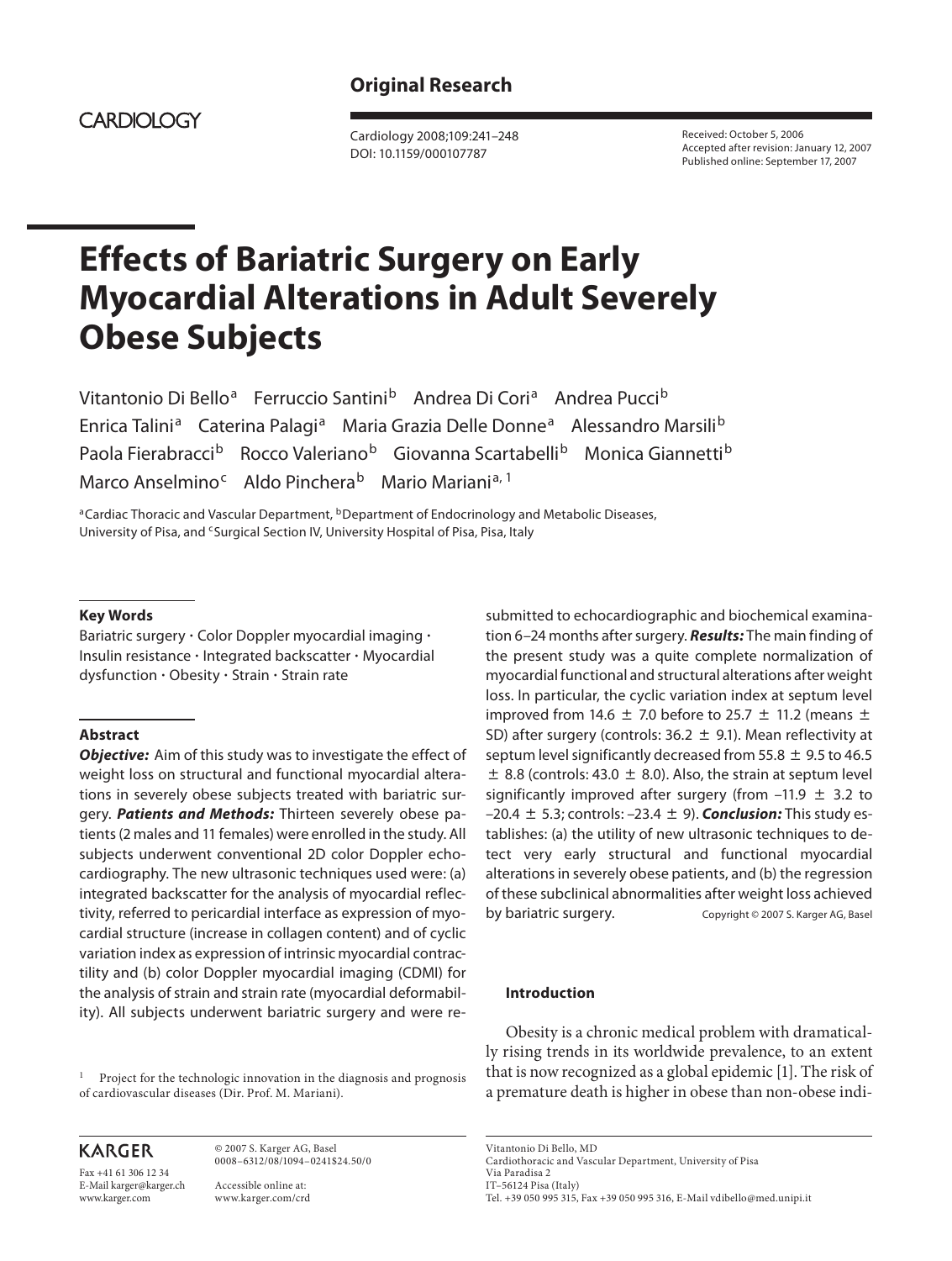Original Research

CARDIOLOGY

Received: October 5, 2006
Accepted after revision: January 12, 2007
Published online: September 17, 2007

# Effects of Bariatric Surgery on Early Myocardial Alterations in Adult Severely Obese Subjects

Vitantonio Di Bello[a] Ferruccio Santini[b] Andrea Di Cori[a] Andrea Pucci[b] Enrica Talini[a] Caterina Palagi[a] Maria Grazia Delle Donne[a] Alessandro Marsili[b] Paola Fierabracci[b] Rocco Valeriano[b] Giovanna Scartabelli[b] Monica Giannetti[b] Marco Anselmino[c] Aldo Pinchera[b] Mario Mariani[a, 1]

[a]Cardiac Thoracic and Vascular Department, [b]Department of Endocrinology and Metabolic Diseases, University of Pisa, and [c]Surgical Section IV, University Hospital of Pisa, Pisa, Italy

### Key Words

Bariatric surgery · Color Doppler myocardial imaging · Insulin resistance · Integrated backscatter · Myocardial dysfunction · Obesity · Strain · Strain rate

### Abstract

***Objective:*** Aim of this study was to investigate the effect of weight loss on structural and functional myocardial alterations in severely obese subjects treated with bariatric surgery. ***Patients and Methods:*** Thirteen severely obese patients (2 males and 11 females) were enrolled in the study. All subjects underwent conventional 2D color Doppler echocardiography. The new ultrasonic techniques used were: (a) integrated backscatter for the analysis of myocardial reflectivity, referred to pericardial interface as expression of myocardial structure (increase in collagen content) and of cyclic variation index as expression of intrinsic myocardial contractility and (b) color Doppler myocardial imaging (CDMI) for the analysis of strain and strain rate (myocardial deformability). All subjects underwent bariatric surgery and were resubmitted to echocardiographic and biochemical examination 6–24 months after surgery. ***Results:*** The main finding of the present study was a quite complete normalization of myocardial functional and structural alterations after weight loss. In particular, the cyclic variation index at septum level improved from 14.6 ± 7.0 before to 25.7 ± 11.2 (means ± SD) after surgery (controls: 36.2 ± 9.1). Mean reflectivity at septum level significantly decreased from 55.8 ± 9.5 to 46.5 ± 8.8 (controls: 43.0 ± 8.0). Also, the strain at septum level significantly improved after surgery (from –11.9 ± 3.2 to –20.4 ± 5.3; controls: –23.4 ± 9). ***Conclusion:*** This study establishes: (a) the utility of new ultrasonic techniques to detect very early structural and functional myocardial alterations in severely obese patients, and (b) the regression of these subclinical abnormalities after weight loss achieved by bariatric surgery.

Copyright © 2007 S. Karger AG, Basel

### Introduction

Obesity is a chronic medical problem with dramatically rising trends in its worldwide prevalence, to an extent that is now recognized as a global epidemic [1]. The risk of a premature death is higher in obese than non-obese indi-

[1] Project for the technologic innovation in the diagnosis and prognosis of cardiovascular diseases (Dir. Prof. M. Mariani).

KARGER

Fax +41 61 306 12 34
E-Mail karger@karger.ch
www.karger.com

© 2007 S. Karger AG, Basel
0008–6312/08/1094–0241$24.50/0

Accessible online at:
www.karger.com/crd

Vitantonio Di Bello, MD
Cardiothoracic and Vascular Department, University of Pisa
Via Paradisa 2
IT–56124 Pisa (Italy)
Tel. +39 050 995 315, Fax +39 050 995 316, E-Mail vdibello@med.unipi.it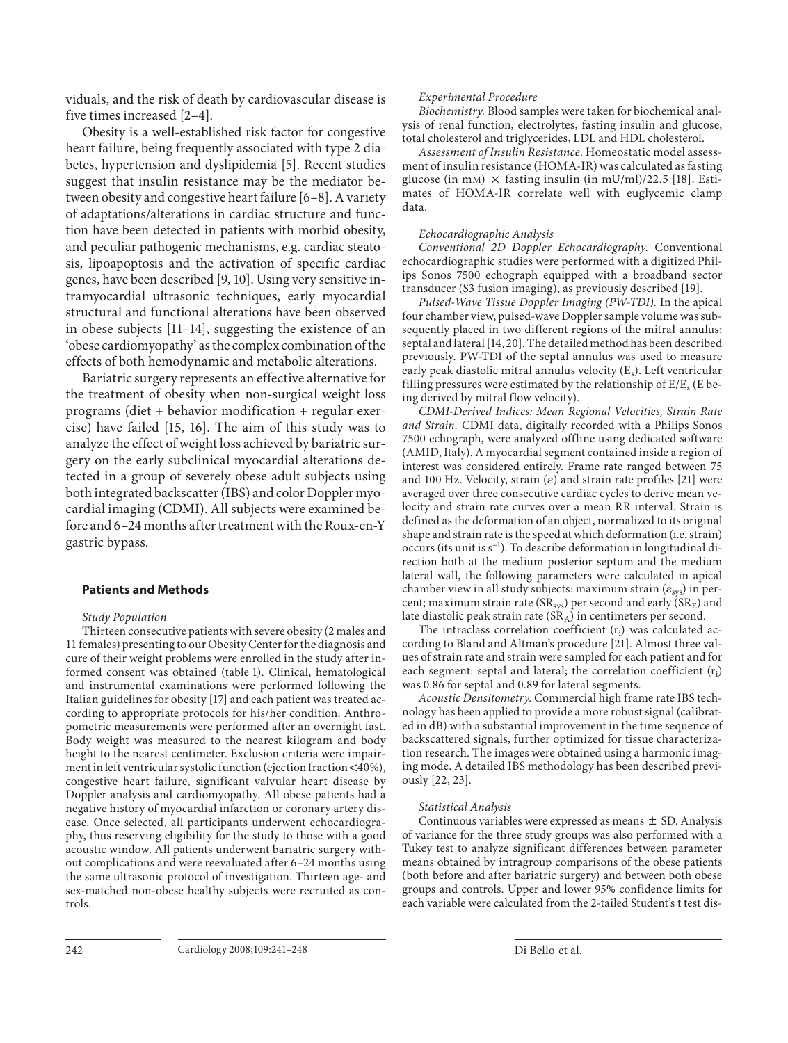viduals, and the risk of death by cardiovascular disease is five times increased [2–4].

Obesity is a well-established risk factor for congestive heart failure, being frequently associated with type 2 diabetes, hypertension and dyslipidemia [5]. Recent studies suggest that insulin resistance may be the mediator between obesity and congestive heart failure [6–8]. A variety of adaptations/alterations in cardiac structure and function have been detected in patients with morbid obesity, and peculiar pathogenic mechanisms, e.g. cardiac steatosis, lipoapoptosis and the activation of specific cardiac genes, have been described [9, 10]. Using very sensitive intramyocardial ultrasonic techniques, early myocardial structural and functional alterations have been observed in obese subjects [11–14], suggesting the existence of an 'obese cardiomyopathy' as the complex combination of the effects of both hemodynamic and metabolic alterations.

Bariatric surgery represents an effective alternative for the treatment of obesity when non-surgical weight loss programs (diet + behavior modification + regular exercise) have failed [15, 16]. The aim of this study was to analyze the effect of weight loss achieved by bariatric surgery on the early subclinical myocardial alterations detected in a group of severely obese adult subjects using both integrated backscatter (IBS) and color Doppler myocardial imaging (CDMI). All subjects were examined before and 6–24 months after treatment with the Roux-en-Y gastric bypass.

## Patients and Methods

*Study Population*

Thirteen consecutive patients with severe obesity (2 males and 11 females) presenting to our Obesity Center for the diagnosis and cure of their weight problems were enrolled in the study after informed consent was obtained (table 1). Clinical, hematological and instrumental examinations were performed following the Italian guidelines for obesity [17] and each patient was treated according to appropriate protocols for his/her condition. Anthropometric measurements were performed after an overnight fast. Body weight was measured to the nearest kilogram and body height to the nearest centimeter. Exclusion criteria were impairment in left ventricular systolic function (ejection fraction <40%), congestive heart failure, significant valvular heart disease by Doppler analysis and cardiomyopathy. All obese patients had a negative history of myocardial infarction or coronary artery disease. Once selected, all participants underwent echocardiography, thus reserving eligibility for the study to those with a good acoustic window. All patients underwent bariatric surgery without complications and were reevaluated after 6–24 months using the same ultrasonic protocol of investigation. Thirteen age- and sex-matched non-obese healthy subjects were recruited as controls.

*Experimental Procedure*

*Biochemistry.* Blood samples were taken for biochemical analysis of renal function, electrolytes, fasting insulin and glucose, total cholesterol and triglycerides, LDL and HDL cholesterol.

*Assessment of Insulin Resistance.* Homeostatic model assessment of insulin resistance (HOMA-IR) was calculated as fasting glucose (in mM) × fasting insulin (in mU/ml)/22.5 [18]. Estimates of HOMA-IR correlate well with euglycemic clamp data.

*Echocardiographic Analysis*

*Conventional 2D Doppler Echocardiography.* Conventional echocardiographic studies were performed with a digitized Philips Sonos 7500 echograph equipped with a broadband sector transducer (S3 fusion imaging), as previously described [19].

*Pulsed-Wave Tissue Doppler Imaging (PW-TDI).* In the apical four chamber view, pulsed-wave Doppler sample volume was subsequently placed in two different regions of the mitral annulus: septal and lateral [14, 20]. The detailed method has been described previously. PW-TDI of the septal annulus was used to measure early peak diastolic mitral annulus velocity ($E_s$). Left ventricular filling pressures were estimated by the relationship of $E/E_s$ (E being derived by mitral flow velocity).

*CDMI-Derived Indices: Mean Regional Velocities, Strain Rate and Strain.* CDMI data, digitally recorded with a Philips Sonos 7500 echograph, were analyzed offline using dedicated software (AMID, Italy). A myocardial segment contained inside a region of interest was considered entirely. Frame rate ranged between 75 and 100 Hz. Velocity, strain ($\varepsilon$) and strain rate profiles [21] were averaged over three consecutive cardiac cycles to derive mean velocity and strain rate curves over a mean RR interval. Strain is defined as the deformation of an object, normalized to its original shape and strain rate is the speed at which deformation (i.e. strain) occurs (its unit is $s^{-1}$). To describe deformation in longitudinal direction both at the medium posterior septum and the medium lateral wall, the following parameters were calculated in apical chamber view in all study subjects: maximum strain ($\varepsilon_{sys}$) in percent; maximum strain rate ($SR_{sys}$) per second and early ($SR_E$) and late diastolic peak strain rate ($SR_A$) in centimeters per second.

The intraclass correlation coefficient ($r_i$) was calculated according to Bland and Altman's procedure [21]. Almost three values of strain rate and strain were sampled for each patient and for each segment: septal and lateral; the correlation coefficient ($r_i$) was 0.86 for septal and 0.89 for lateral segments.

*Acoustic Densitometry.* Commercial high frame rate IBS technology has been applied to provide a more robust signal (calibrated in dB) with a substantial improvement in the time sequence of backscattered signals, further optimized for tissue characterization research. The images were obtained using a harmonic imaging mode. A detailed IBS methodology has been described previously [22, 23].

*Statistical Analysis*

Continuous variables were expressed as means ± SD. Analysis of variance for the three study groups was also performed with a Tukey test to analyze significant differences between parameter means obtained by intragroup comparisons of the obese patients (both before and after bariatric surgery) and between both obese groups and controls. Upper and lower 95% confidence limits for each variable were calculated from the 2-tailed Student's t test dis-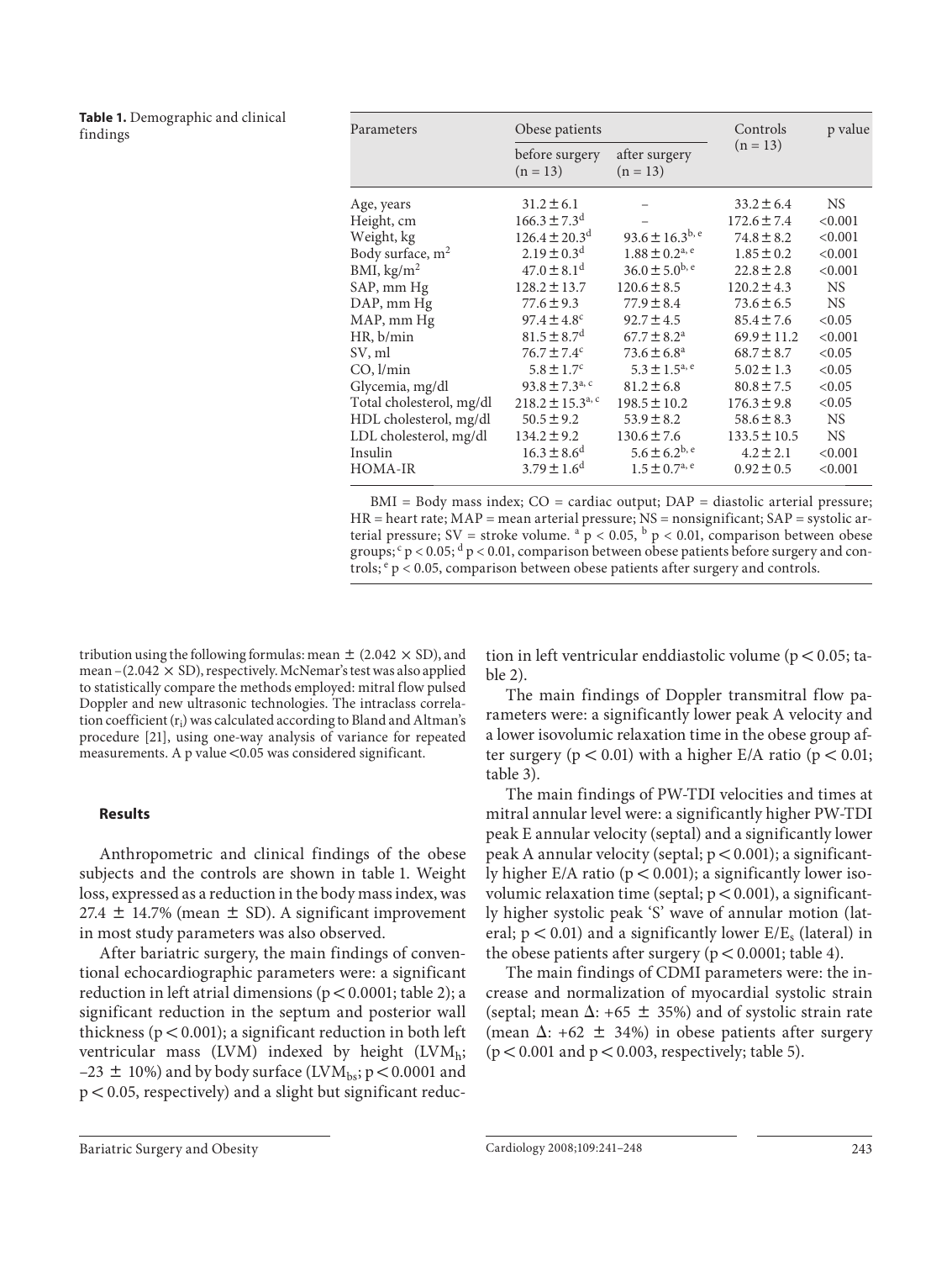**Table 1.** Demographic and clinical findings

| Parameters | Obese patients | | Controls (n = 13) | p value |
|---|---|---|---|---|
| | before surgery (n = 13) | after surgery (n = 13) | | |
| Age, years | 31.2 ± 6.1 | – | 33.2 ± 6.4 | NS |
| Height, cm | 166.3 ± 7.3[d] | – | 172.6 ± 7.4 | <0.001 |
| Weight, kg | 126.4 ± 20.3[d] | 93.6 ± 16.3[b, e] | 74.8 ± 8.2 | <0.001 |
| Body surface, $m^2$ | 2.19 ± 0.3[d] | 1.88 ± 0.2[a, e] | 1.85 ± 0.2 | <0.001 |
| BMI, $kg/m^2$ | 47.0 ± 8.1[d] | 36.0 ± 5.0[b, e] | 22.8 ± 2.8 | <0.001 |
| SAP, mm Hg | 128.2 ± 13.7 | 120.6 ± 8.5 | 120.2 ± 4.3 | NS |
| DAP, mm Hg | 77.6 ± 9.3 | 77.9 ± 8.4 | 73.6 ± 6.5 | NS |
| MAP, mm Hg | 97.4 ± 4.8[c] | 92.7 ± 4.5 | 85.4 ± 7.6 | <0.05 |
| HR, b/min | 81.5 ± 8.7[d] | 67.7 ± 8.2[a] | 69.9 ± 11.2 | <0.001 |
| SV, ml | 76.7 ± 7.4[c] | 73.6 ± 6.8[a] | 68.7 ± 8.7 | <0.05 |
| CO, l/min | 5.8 ± 1.7[c] | 5.3 ± 1.5[a, e] | 5.02 ± 1.3 | <0.05 |
| Glycemia, mg/dl | 93.8 ± 7.3[a, c] | 81.2 ± 6.8 | 80.8 ± 7.5 | <0.05 |
| Total cholesterol, mg/dl | 218.2 ± 15.3[a, c] | 198.5 ± 10.2 | 176.3 ± 9.8 | <0.05 |
| HDL cholesterol, mg/dl | 50.5 ± 9.2 | 53.9 ± 8.2 | 58.6 ± 8.3 | NS |
| LDL cholesterol, mg/dl | 134.2 ± 9.2 | 130.6 ± 7.6 | 133.5 ± 10.5 | NS |
| Insulin | 16.3 ± 8.6[d] | 5.6 ± 6.2[b, e] | 4.2 ± 2.1 | <0.001 |
| HOMA-IR | 3.79 ± 1.6[d] | 1.5 ± 0.7[a, e] | 0.92 ± 0.5 | <0.001 |

BMI = Body mass index; CO = cardiac output; DAP = diastolic arterial pressure; HR = heart rate; MAP = mean arterial pressure; NS = nonsignificant; SAP = systolic arterial pressure; SV = stroke volume. [a] $p < 0.05$, [b] $p < 0.01$, comparison between obese groups; [c] $p < 0.05$; [d] $p < 0.01$, comparison between obese patients before surgery and controls; [e] $p < 0.05$, comparison between obese patients after surgery and controls.

tribution using the following formulas: mean ± (2.042 × SD), and mean –(2.042 × SD), respectively. McNemar's test was also applied to statistically compare the methods employed: mitral flow pulsed Doppler and new ultrasonic technologies. The intraclass correlation coefficient ($r_i$) was calculated according to Bland and Altman's procedure [21], using one-way analysis of variance for repeated measurements. A p value <0.05 was considered significant.

## Results

Anthropometric and clinical findings of the obese subjects and the controls are shown in table 1. Weight loss, expressed as a reduction in the body mass index, was 27.4 ± 14.7% (mean ± SD). A significant improvement in most study parameters was also observed.

After bariatric surgery, the main findings of conventional echocardiographic parameters were: a significant reduction in left atrial dimensions ($p < 0.0001$; table 2); a significant reduction in the septum and posterior wall thickness ($p < 0.001$); a significant reduction in both left ventricular mass (LVM) indexed by height ($LVM_h$; –23 ± 10%) and by body surface ($LVM_{bs}$; $p < 0.0001$ and $p < 0.05$, respectively) and a slight but significant reduction in left ventricular enddiastolic volume ($p < 0.05$; table 2).

The main findings of Doppler transmitral flow parameters were: a significantly lower peak A velocity and a lower isovolumic relaxation time in the obese group after surgery ($p < 0.01$) with a higher E/A ratio ($p < 0.01$; table 3).

The main findings of PW-TDI velocities and times at mitral annular level were: a significantly higher PW-TDI peak E annular velocity (septal) and a significantly lower peak A annular velocity (septal; $p < 0.001$); a significantly higher E/A ratio ($p < 0.001$); a significantly lower isovolumic relaxation time (septal; $p < 0.001$), a significantly higher systolic peak 'S' wave of annular motion (lateral; $p < 0.01$) and a significantly lower $E/E_s$ (lateral) in the obese patients after surgery ($p < 0.0001$; table 4).

The main findings of CDMI parameters were: the increase and normalization of myocardial systolic strain (septal; mean Δ: +65 ± 35%) and of systolic strain rate (mean Δ: +62 ± 34%) in obese patients after surgery ($p < 0.001$ and $p < 0.003$, respectively; table 5).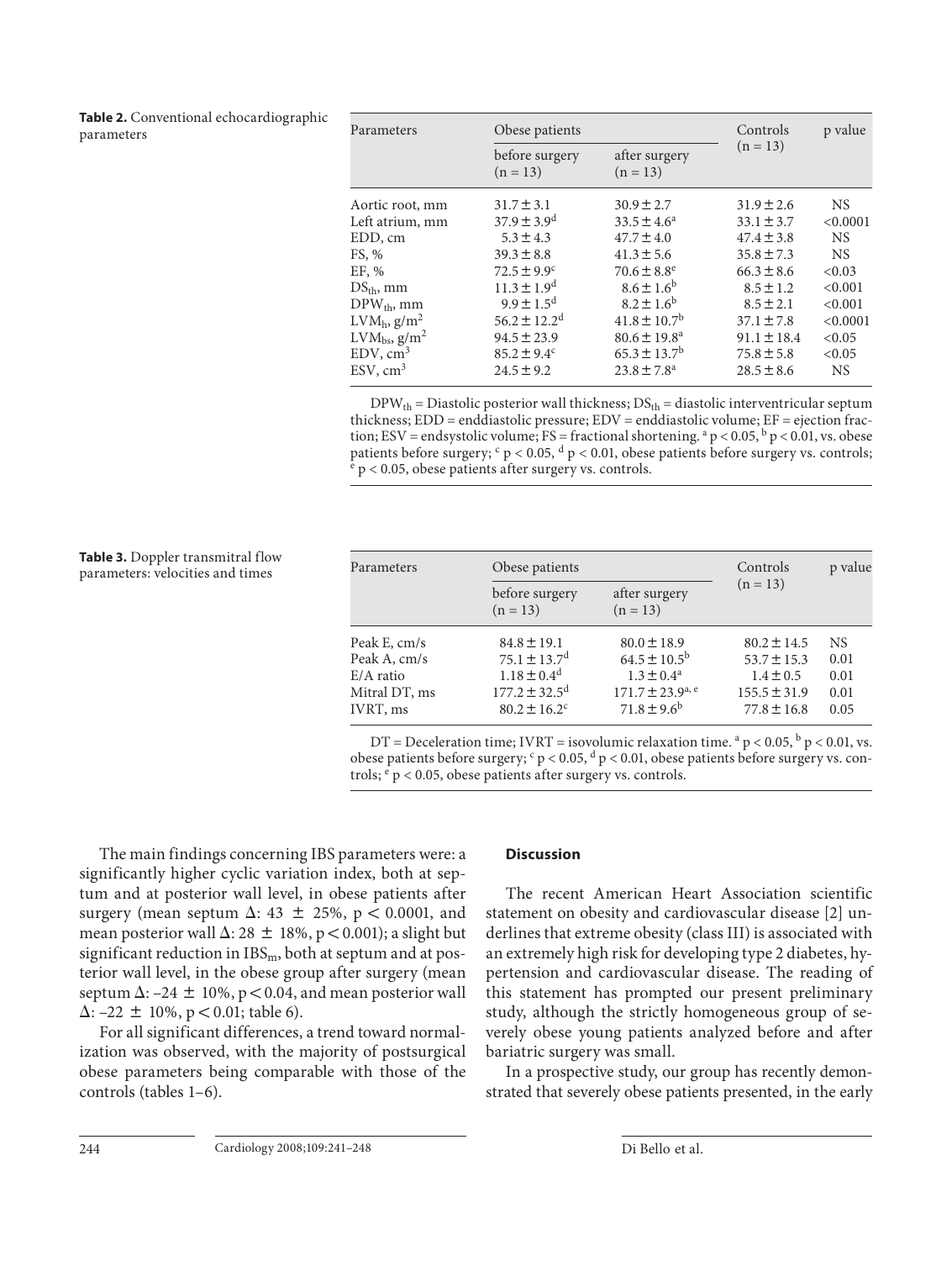**Table 2.** Conventional echocardiographic parameters

| Parameters | Obese patients | | Controls (n = 13) | p value |
|---|---|---|---|---|
| | before surgery (n = 13) | after surgery (n = 13) | | |
| Aortic root, mm | 31.7 ± 3.1 | 30.9 ± 2.7 | 31.9 ± 2.6 | NS |
| Left atrium, mm | 37.9 ± 3.9[d] | 33.5 ± 4.6[a] | 33.1 ± 3.7 | <0.0001 |
| EDD, cm | 5.3 ± 4.3 | 47.7 ± 4.0 | 47.4 ± 3.8 | NS |
| FS, % | 39.3 ± 8.8 | 41.3 ± 5.6 | 35.8 ± 7.3 | NS |
| EF, % | 72.5 ± 9.9[c] | 70.6 ± 8.8[e] | 66.3 ± 8.6 | <0.03 |
| $DS_{th}$, mm | 11.3 ± 1.9[d] | 8.6 ± 1.6[b] | 8.5 ± 1.2 | <0.001 |
| $DPW_{th}$, mm | 9.9 ± 1.5[d] | 8.2 ± 1.6[b] | 8.5 ± 2.1 | <0.001 |
| $LVM_h$, g/m$^2$ | 56.2 ± 12.2[d] | 41.8 ± 10.7[b] | 37.1 ± 7.8 | <0.0001 |
| $LVM_{bs}$, g/m$^2$ | 94.5 ± 23.9 | 80.6 ± 19.8[a] | 91.1 ± 18.4 | <0.05 |
| EDV, cm$^3$ | 85.2 ± 9.4[c] | 65.3 ± 13.7[b] | 75.8 ± 5.8 | <0.05 |
| ESV, cm$^3$ | 24.5 ± 9.2 | 23.8 ± 7.8[a] | 28.5 ± 8.6 | NS |

$DPW_{th}$ = Diastolic posterior wall thickness; $DS_{th}$ = diastolic interventricular septum thickness; EDD = enddiastolic pressure; EDV = enddiastolic volume; EF = ejection fraction; ESV = endsystolic volume; FS = fractional shortening. [a] $p < 0.05$, [b] $p < 0.01$, vs. obese patients before surgery; [c] $p < 0.05$, [d] $p < 0.01$, obese patients before surgery vs. controls; [e] $p < 0.05$, obese patients after surgery vs. controls.

**Table 3.** Doppler transmitral flow parameters: velocities and times

| Parameters | Obese patients | | Controls (n = 13) | p value |
|---|---|---|---|---|
| | before surgery (n = 13) | after surgery (n = 13) | | |
| Peak E, cm/s | 84.8 ± 19.1 | 80.0 ± 18.9 | 80.2 ± 14.5 | NS |
| Peak A, cm/s | 75.1 ± 13.7[d] | 64.5 ± 10.5[b] | 53.7 ± 15.3 | 0.01 |
| E/A ratio | 1.18 ± 0.4[d] | 1.3 ± 0.4[a] | 1.4 ± 0.5 | 0.01 |
| Mitral DT, ms | 177.2 ± 32.5[d] | 171.7 ± 23.9[a, e] | 155.5 ± 31.9 | 0.01 |
| IVRT, ms | 80.2 ± 16.2[c] | 71.8 ± 9.6[b] | 77.8 ± 16.8 | 0.05 |

DT = Deceleration time; IVRT = isovolumic relaxation time. [a] $p < 0.05$, [b] $p < 0.01$, vs. obese patients before surgery; [c] $p < 0.05$, [d] $p < 0.01$, obese patients before surgery vs. controls; [e] $p < 0.05$, obese patients after surgery vs. controls.

The main findings concerning IBS parameters were: a significantly higher cyclic variation index, both at septum and at posterior wall level, in obese patients after surgery (mean septum $\Delta$: 43 ± 25%, $p < 0.0001$, and mean posterior wall $\Delta$: 28 ± 18%, $p < 0.001$); a slight but significant reduction in $IBS_m$, both at septum and at posterior wall level, in the obese group after surgery (mean septum $\Delta$: –24 ± 10%, $p < 0.04$, and mean posterior wall $\Delta$: –22 ± 10%, $p < 0.01$; table 6).

For all significant differences, a trend toward normalization was observed, with the majority of postsurgical obese parameters being comparable with those of the controls (tables 1–6).

## Discussion

The recent American Heart Association scientific statement on obesity and cardiovascular disease [2] underlines that extreme obesity (class III) is associated with an extremely high risk for developing type 2 diabetes, hypertension and cardiovascular disease. The reading of this statement has prompted our present preliminary study, although the strictly homogeneous group of severely obese young patients analyzed before and after bariatric surgery was small.

In a prospective study, our group has recently demonstrated that severely obese patients presented, in the early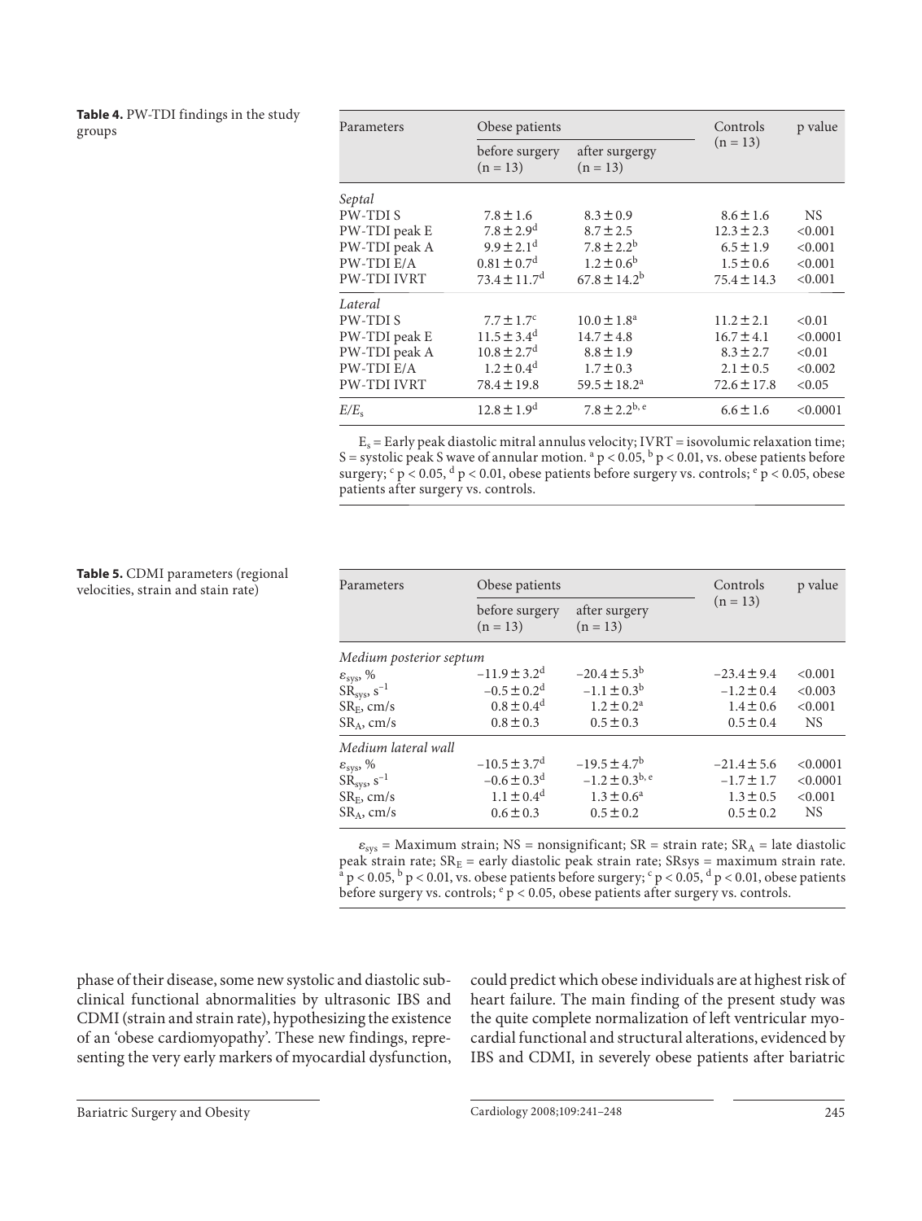**Table 4.** PW-TDI findings in the study groups

| Parameters | Obese patients | | Controls (n = 13) | p value |
|---|---|---|---|---|
| | before surgery (n = 13) | after surgergy (n = 13) | | |
| *Septal* | | | | |
| PW-TDI S | 7.8 ± 1.6 | 8.3 ± 0.9 | 8.6 ± 1.6 | NS |
| PW-TDI peak E | 7.8 ± 2.9[d] | 8.7 ± 2.5 | 12.3 ± 2.3 | <0.001 |
| PW-TDI peak A | 9.9 ± 2.1[d] | 7.8 ± 2.2[b] | 6.5 ± 1.9 | <0.001 |
| PW-TDI E/A | 0.81 ± 0.7[d] | 1.2 ± 0.6[b] | 1.5 ± 0.6 | <0.001 |
| PW-TDI IVRT | 73.4 ± 11.7[d] | 67.8 ± 14.2[b] | 75.4 ± 14.3 | <0.001 |
| *Lateral* | | | | |
| PW-TDI S | 7.7 ± 1.7[c] | 10.0 ± 1.8[a] | 11.2 ± 2.1 | <0.01 |
| PW-TDI peak E | 11.5 ± 3.4[d] | 14.7 ± 4.8 | 16.7 ± 4.1 | <0.0001 |
| PW-TDI peak A | 10.8 ± 2.7[d] | 8.8 ± 1.9 | 8.3 ± 2.7 | <0.01 |
| PW-TDI E/A | 1.2 ± 0.4[d] | 1.7 ± 0.3 | 2.1 ± 0.5 | <0.002 |
| PW-TDI IVRT | 78.4 ± 19.8 | 59.5 ± 18.2[a] | 72.6 ± 17.8 | <0.05 |
| $E/E_s$ | 12.8 ± 1.9[d] | 7.8 ± 2.2[b, e] | 6.6 ± 1.6 | <0.0001 |

$E_s$ = Early peak diastolic mitral annulus velocity; IVRT = isovolumic relaxation time; S = systolic peak S wave of annular motion. [a] $p < 0.05$, [b] $p < 0.01$, vs. obese patients before surgery; [c] $p < 0.05$, [d] $p < 0.01$, obese patients before surgery vs. controls; [e] $p < 0.05$, obese patients after surgery vs. controls.

**Table 5.** CDMI parameters (regional velocities, strain and stain rate)

| Parameters | Obese patients | | Controls (n = 13) | p value |
|---|---|---|---|---|
| | before surgery (n = 13) | after surgery (n = 13) | | |
| *Medium posterior septum* | | | | |
| $\varepsilon_{sys}$, % | −11.9 ± 3.2[d] | −20.4 ± 5.3[b] | −23.4 ± 9.4 | <0.001 |
| $SR_{sys}$, $s^{-1}$ | −0.5 ± 0.2[d] | −1.1 ± 0.3[b] | −1.2 ± 0.4 | <0.003 |
| $SR_E$, cm/s | 0.8 ± 0.4[d] | 1.2 ± 0.2[a] | 1.4 ± 0.6 | <0.001 |
| $SR_A$, cm/s | 0.8 ± 0.3 | 0.5 ± 0.3 | 0.5 ± 0.4 | NS |
| *Medium lateral wall* | | | | |
| $\varepsilon_{sys}$, % | −10.5 ± 3.7[d] | −19.5 ± 4.7[b] | −21.4 ± 5.6 | <0.0001 |
| $SR_{sys}$, $s^{-1}$ | −0.6 ± 0.3[d] | −1.2 ± 0.3[b, e] | −1.7 ± 1.7 | <0.0001 |
| $SR_E$, cm/s | 1.1 ± 0.4[d] | 1.3 ± 0.6[a] | 1.3 ± 0.5 | <0.001 |
| $SR_A$, cm/s | 0.6 ± 0.3 | 0.5 ± 0.2 | 0.5 ± 0.2 | NS |

$\varepsilon_{sys}$ = Maximum strain; NS = nonsignificant; SR = strain rate; $SR_A$ = late diastolic peak strain rate; $SR_E$ = early diastolic peak strain rate; SRsys = maximum strain rate. [a] $p < 0.05$, [b] $p < 0.01$, vs. obese patients before surgery; [c] $p < 0.05$, [d] $p < 0.01$, obese patients before surgery vs. controls; [e] $p < 0.05$, obese patients after surgery vs. controls.

phase of their disease, some new systolic and diastolic subclinical functional abnormalities by ultrasonic IBS and CDMI (strain and strain rate), hypothesizing the existence of an 'obese cardiomyopathy'. These new findings, representing the very early markers of myocardial dysfunction, could predict which obese individuals are at highest risk of heart failure. The main finding of the present study was the quite complete normalization of left ventricular myocardial functional and structural alterations, evidenced by IBS and CDMI, in severely obese patients after bariatric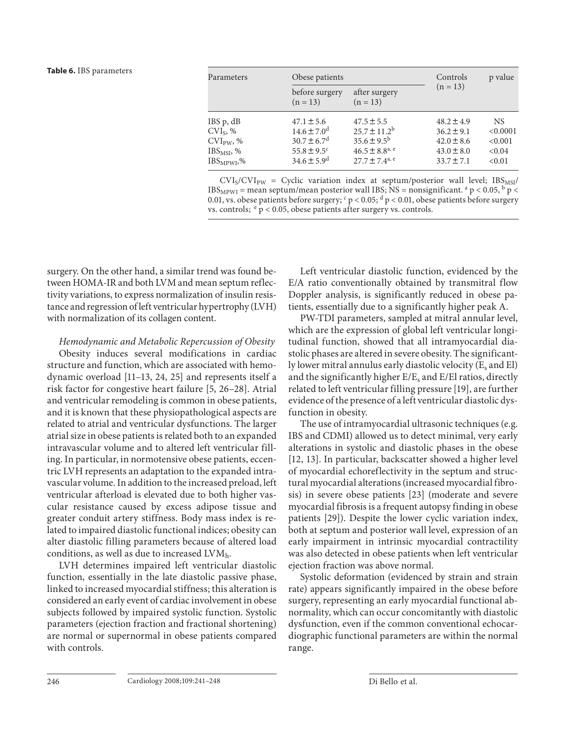**Table 6.** IBS parameters

| Parameters | Obese patients | | Controls (n = 13) | p value |
|---|---|---|---|---|
| | before surgery (n = 13) | after surgery (n = 13) | | |
| IBS p, dB | 47.1 ± 5.6 | 47.5 ± 5.5 | 48.2 ± 4.9 | NS |
| $CVI_S$, % | 14.6 ± 7.0[d] | 25.7 ± 11.2[b] | 36.2 ± 9.1 | <0.0001 |
| $CVI_{PW}$, % | 30.7 ± 6.7[d] | 35.6 ± 9.5[b] | 42.0 ± 8.6 | <0.001 |
| $IBS_{MSI}$, % | 55.8 ± 9.5[c] | 46.5 ± 8.8[a, e] | 43.0 ± 8.0 | <0.04 |
| $IBS_{MPWI}$,% | 34.6 ± 5.9[d] | 27.7 ± 7.4[a, e] | 33.7 ± 7.1 | <0.01 |

$CVI_S/CVI_{PW}$ = Cyclic variation index at septum/posterior wall level; $IBS_{MSI}/IBS_{MPWI}$ = mean septum/mean posterior wall IBS; NS = nonsignificant. [a] $p < 0.05$, [b] $p < 0.01$, vs. obese patients before surgery; [c] $p < 0.05$; [d] $p < 0.01$, obese patients before surgery vs. controls; [e] $p < 0.05$, obese patients after surgery vs. controls.

surgery. On the other hand, a similar trend was found between HOMA-IR and both LVM and mean septum reflectivity variations, to express normalization of insulin resistance and regression of left ventricular hypertrophy (LVH) with normalization of its collagen content.

*Hemodynamic and Metabolic Repercussion of Obesity*

Obesity induces several modifications in cardiac structure and function, which are associated with hemodynamic overload [11–13, 24, 25] and represents itself a risk factor for congestive heart failure [5, 26–28]. Atrial and ventricular remodeling is common in obese patients, and it is known that these physiopathological aspects are related to atrial and ventricular dysfunctions. The larger atrial size in obese patients is related both to an expanded intravascular volume and to altered left ventricular filling. In particular, in normotensive obese patients, eccentric LVH represents an adaptation to the expanded intravascular volume. In addition to the increased preload, left ventricular afterload is elevated due to both higher vascular resistance caused by excess adipose tissue and greater conduit artery stiffness. Body mass index is related to impaired diastolic functional indices; obesity can alter diastolic filling parameters because of altered load conditions, as well as due to increased $LVM_h$.

LVH determines impaired left ventricular diastolic function, essentially in the late diastolic passive phase, linked to increased myocardial stiffness; this alteration is considered an early event of cardiac involvement in obese subjects followed by impaired systolic function. Systolic parameters (ejection fraction and fractional shortening) are normal or supernormal in obese patients compared with controls.

Left ventricular diastolic function, evidenced by the E/A ratio conventionally obtained by transmitral flow Doppler analysis, is significantly reduced in obese patients, essentially due to a significantly higher peak A.

PW-TDI parameters, sampled at mitral annular level, which are the expression of global left ventricular longitudinal function, showed that all intramyocardial diastolic phases are altered in severe obesity. The significantly lower mitral annulus early diastolic velocity ($E_s$ and El) and the significantly higher $E/E_s$ and E/El ratios, directly related to left ventricular filling pressure [19], are further evidence of the presence of a left ventricular diastolic dysfunction in obesity.

The use of intramyocardial ultrasonic techniques (e.g. IBS and CDMI) allowed us to detect minimal, very early alterations in systolic and diastolic phases in the obese [12, 13]. In particular, backscatter showed a higher level of myocardial echoreflectivity in the septum and structural myocardial alterations (increased myocardial fibrosis) in severe obese patients [23] (moderate and severe myocardial fibrosis is a frequent autopsy finding in obese patients [29]). Despite the lower cyclic variation index, both at septum and posterior wall level, expression of an early impairment in intrinsic myocardial contractility was also detected in obese patients when left ventricular ejection fraction was above normal.

Systolic deformation (evidenced by strain and strain rate) appears significantly impaired in the obese before surgery, representing an early myocardial functional abnormality, which can occur concomitantly with diastolic dysfunction, even if the common conventional echocardiographic functional parameters are within the normal range.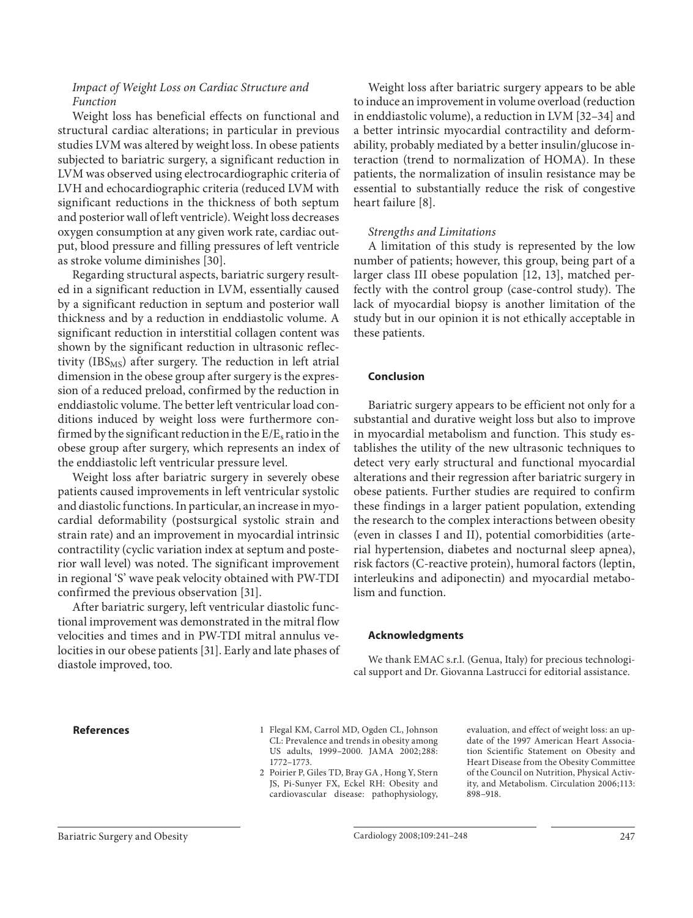*Impact of Weight Loss on Cardiac Structure and Function*

Weight loss has beneficial effects on functional and structural cardiac alterations; in particular in previous studies LVM was altered by weight loss. In obese patients subjected to bariatric surgery, a significant reduction in LVM was observed using electrocardiographic criteria of LVH and echocardiographic criteria (reduced LVM with significant reductions in the thickness of both septum and posterior wall of left ventricle). Weight loss decreases oxygen consumption at any given work rate, cardiac output, blood pressure and filling pressures of left ventricle as stroke volume diminishes [30].

Regarding structural aspects, bariatric surgery resulted in a significant reduction in LVM, essentially caused by a significant reduction in septum and posterior wall thickness and by a reduction in enddiastolic volume. A significant reduction in interstitial collagen content was shown by the significant reduction in ultrasonic reflectivity ($IBS_{MS}$) after surgery. The reduction in left atrial dimension in the obese group after surgery is the expression of a reduced preload, confirmed by the reduction in enddiastolic volume. The better left ventricular load conditions induced by weight loss were furthermore confirmed by the significant reduction in the $E/E_s$ ratio in the obese group after surgery, which represents an index of the enddiastolic left ventricular pressure level.

Weight loss after bariatric surgery in severely obese patients caused improvements in left ventricular systolic and diastolic functions. In particular, an increase in myocardial deformability (postsurgical systolic strain and strain rate) and an improvement in myocardial intrinsic contractility (cyclic variation index at septum and posterior wall level) was noted. The significant improvement in regional 'S' wave peak velocity obtained with PW-TDI confirmed the previous observation [31].

After bariatric surgery, left ventricular diastolic functional improvement was demonstrated in the mitral flow velocities and times and in PW-TDI mitral annulus velocities in our obese patients [31]. Early and late phases of diastole improved, too.

Weight loss after bariatric surgery appears to be able to induce an improvement in volume overload (reduction in enddiastolic volume), a reduction in LVM [32–34] and a better intrinsic myocardial contractility and deformability, probably mediated by a better insulin/glucose interaction (trend to normalization of HOMA). In these patients, the normalization of insulin resistance may be essential to substantially reduce the risk of congestive heart failure [8].

*Strengths and Limitations*

A limitation of this study is represented by the low number of patients; however, this group, being part of a larger class III obese population [12, 13], matched perfectly with the control group (case-control study). The lack of myocardial biopsy is another limitation of the study but in our opinion it is not ethically acceptable in these patients.

## Conclusion

Bariatric surgery appears to be efficient not only for a substantial and durative weight loss but also to improve in myocardial metabolism and function. This study establishes the utility of the new ultrasonic techniques to detect very early structural and functional myocardial alterations and their regression after bariatric surgery in obese patients. Further studies are required to confirm these findings in a larger patient population, extending the research to the complex interactions between obesity (even in classes I and II), potential comorbidities (arterial hypertension, diabetes and nocturnal sleep apnea), risk factors (C-reactive protein), humoral factors (leptin, interleukins and adiponectin) and myocardial metabolism and function.

## Acknowledgments

We thank EMAC s.r.l. (Genua, Italy) for precious technological support and Dr. Giovanna Lastrucci for editorial assistance.

## References

1. Flegal KM, Carrol MD, Ogden CL, Johnson CL: Prevalence and trends in obesity among US adults, 1999–2000. JAMA 2002;288: 1772–1773.
2. Poirier P, Giles TD, Bray GA , Hong Y, Stern JS, Pi-Sunyer FX, Eckel RH: Obesity and cardiovascular disease: pathophysiology, evaluation, and effect of weight loss: an update of the 1997 American Heart Association Scientific Statement on Obesity and Heart Disease from the Obesity Committee of the Council on Nutrition, Physical Activity, and Metabolism. Circulation 2006;113: 898–918.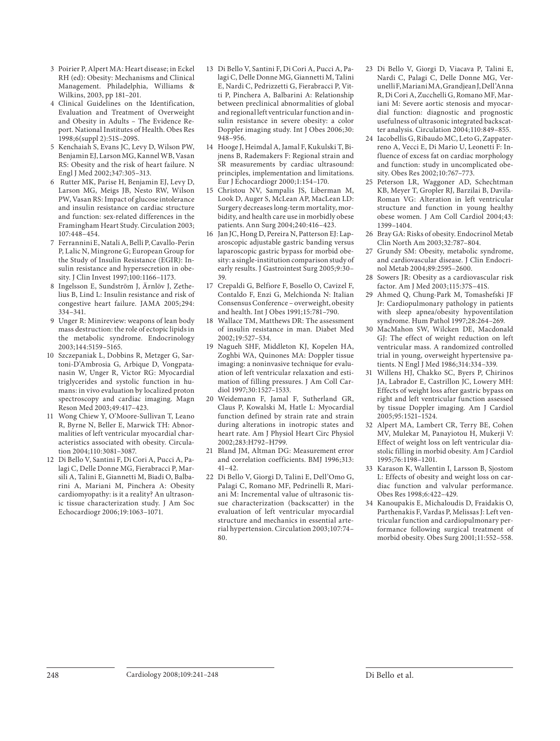3 Poirier P, Alpert MA: Heart disease; in Eckel RH (ed): Obesity: Mechanisms and Clinical Management. Philadelphia, Williams & Wilkins, 2003, pp 181–201.
4 Clinical Guidelines on the Identification, Evaluation and Treatment of Overweight and Obesity in Adults – The Evidence Report. National Institutes of Health. Obes Res 1998;6(suppl 2):51S–209S.
5 Kenchaiah S, Evans JC, Levy D, Wilson PW, Benjamin EJ, Larson MG, Kannel WB, Vasan RS: Obesity and the risk of heart failure. N Engl J Med 2002;347:305–313.
6 Rutter MK, Parise H, Benjamin EJ, Levy D, Larson MG, Meigs JB, Nesto RW, Wilson PW, Vasan RS: Impact of glucose intolerance and insulin resistance on cardiac structure and function: sex-related differences in the Framingham Heart Study. Circulation 2003;107:448–454.
7 Ferrannini E, Natali A, Belli P, Cavallo-Perin P, Lalic N, Mingrone G; European Group for the Study of Insulin Resistance (EGIR): Insulin resistance and hypersecretion in obesity. J Clin Invest 1997;100:1166–1173.
8 Ingelsson E, Sundström J, Ärnlöv J, Zethelius B, Lind L: Insulin resistance and risk of congestive heart failure. JAMA 2005;294:334–341.
9 Unger R: Minireview: weapons of lean body mass destruction: the role of ectopic lipids in the metabolic syndrome. Endocrinology 2003;144:5159–5165.
10 Szczepaniak L, Dobbins R, Metzger G, Sartoni-D'Ambrosia G, Arbique D, Vongpatanasin W, Unger R, Victor RG: Myocardial triglycerides and systolic function in humans: in vivo evaluation by localized proton spectroscopy and cardiac imaging. Magn Reson Med 2003;49:417–423.
11 Wong Chiew Y, O'Moore-Sullivan T, Leano R, Byrne N, Beller E, Marwick TH: Abnormalities of left ventricular myocardial characteristics associated with obesity. Circulation 2004;110:3081–3087.
12 Di Bello V, Santini F, Di Cori A, Pucci A, Palagi C, Delle Donne MG, Fierabracci P, Marsili A, Talini E, Giannetti M, Biadi O, Balbarini A, Mariani M, Pinchera A: Obesity cardiomyopathy: is it a reality? An ultrasonic tissue characterization study. J Am Soc Echocardiogr 2006;19:1063–1071.
13 Di Bello V, Santini F, Di Cori A, Pucci A, Palagi C, Delle Donne MG, Giannetti M, Talini E, Nardi C, Pedrizzetti G, Fierabracci P, Vitti P, Pinchera A, Balbarini A: Relationship between preclinical abnormalities of global and regional left ventricular function and insulin resistance in severe obesity: a color Doppler imaging study. Int J Obes 2006;30:948–956.
14 Hooge J, Heimdal A, Jamal F, Kukulski T, Bijnens B, Rademakers F: Regional strain and SR measurements by cardiac ultrasound: principles, implementation and limitations. Eur J Echocardiogr 2000;1:154–170.
15 Christou NV, Sampalis JS, Liberman M, Look D, Auger S, McLean AP, MacLean LD: Surgery decreases long-term mortality, morbidity, and health care use in morbidly obese patients. Ann Surg 2004;240:416–423.
16 Jan JC, Hong D, Pereira N, Patterson EJ: Laparoscopic adjustable gastric banding versus laparoscopic gastric bypass for morbid obesity: a single-institution comparison study of early results. J Gastrointest Surg 2005;9:30–39.
17 Crepaldi G, Belfiore F, Bosello O, Cavizel F, Contaldo F, Enzi G, Melchionda N: Italian Consensus Conference – overweight, obesity and health. Int J Obes 1991;15:781–790.
18 Wallace TM, Matthews DR: The assessment of insulin resistance in man. Diabet Med 2002;19:527–534.
19 Nagueh SHF, Middleton KJ, Kopelen HA, Zoghbi WA, Quinones MA: Doppler tissue imaging: a noninvasive technique for evaluation of left ventricular relaxation and estimation of filling pressures. J Am Coll Cardiol 1997;30:1527–1533.
20 Weidemann F, Jamal F, Sutherland GR, Claus P, Kowalski M, Hatle L: Myocardial function defined by strain rate and strain during alterations in inotropic states and heart rate. Am J Physiol Heart Circ Physiol 2002;283:H792–H799.
21 Bland JM, Altman DG: Measurement error and correlation coefficients. BMJ 1996;313:41–42.
22 Di Bello V, Giorgi D, Talini E, Dell'Omo G, Palagi C, Romano MF, Pedrinelli R, Mariani M: Incremental value of ultrasonic tissue characterization (backscatter) in the evaluation of left ventricular myocardial structure and mechanics in essential arterial hypertension. Circulation 2003;107:74–80.
23 Di Bello V, Giorgi D, Viacava P, Talini E, Nardi C, Palagi C, Delle Donne MG, Verunelli F, Mariani MA, Grandjean J, Dell'Anna R, Di Cori A, Zucchelli G, Romano MF, Mariani M: Severe aortic stenosis and myocardial function: diagnostic and prognostic usefulness of ultrasonic integrated backscatter analysis. Circulation 2004;110:849–855.
24 Iacobellis G, Ribaudo MC, Leto G, Zappaterreno A, Vecci E, Di Mario U, Leonetti F: Influence of excess fat on cardiac morphology and function: study in uncomplicated obesity. Obes Res 2002;10:767–773.
25 Peterson LR, Waggoner AD, Schechtman KB, Meyer T, Gropler RJ, Barzilai B, Davila-Roman VG: Alteration in left ventricular structure and function in young healthy obese women. J Am Coll Cardiol 2004;43:1399–1404.
26 Bray GA: Risks of obesity. Endocrinol Metab Clin North Am 2003;32:787–804.
27 Grundy SM: Obesity, metabolic syndrome, and cardiovascular disease. J Clin Endocrinol Metab 2004;89:2595–2600.
28 Sowers JR: Obesity as a cardiovascular risk factor. Am J Med 2003;115:37S–41S.
29 Ahmed Q, Chung-Park M, Tomashefski JF Jr: Cardiopulmonary pathology in patients with sleep apnea/obesity hypoventilation syndrome. Hum Pathol 1997;28:264–269.
30 MacMahon SW, Wilcken DE, Macdonald GJ: The effect of weight reduction on left ventricular mass. A randomized controlled trial in young, overweight hypertensive patients. N Engl J Med 1986;314:334–339.
31 Willens HJ, Chakko SC, Byers P, Chirinos JA, Labrador E, Castrillon JC, Lowery MH: Effects of weight loss after gastric bypass on right and left ventricular function assessed by tissue Doppler imaging. Am J Cardiol 2005;95:1521–1524.
32 Alpert MA, Lambert CR, Terry BE, Cohen MV, Mulekar M, Panayiotou H, Mukerji V: Effect of weight loss on left ventricular diastolic filling in morbid obesity. Am J Cardiol 1995;76:1198–1201.
33 Karason K, Wallentin I, Larsson B, Sjostom L: Effects of obesity and weight loss on cardiac function and valvular performance. Obes Res 1998;6:422–429.
34 Kanoupakis E, Michaloudis D, Fraidakis O, Parthenakis F, Vardas P, Melissas J: Left ventricular function and cardiopulmonary performance following surgical treatment of morbid obesity. Obes Surg 2001;11:552–558.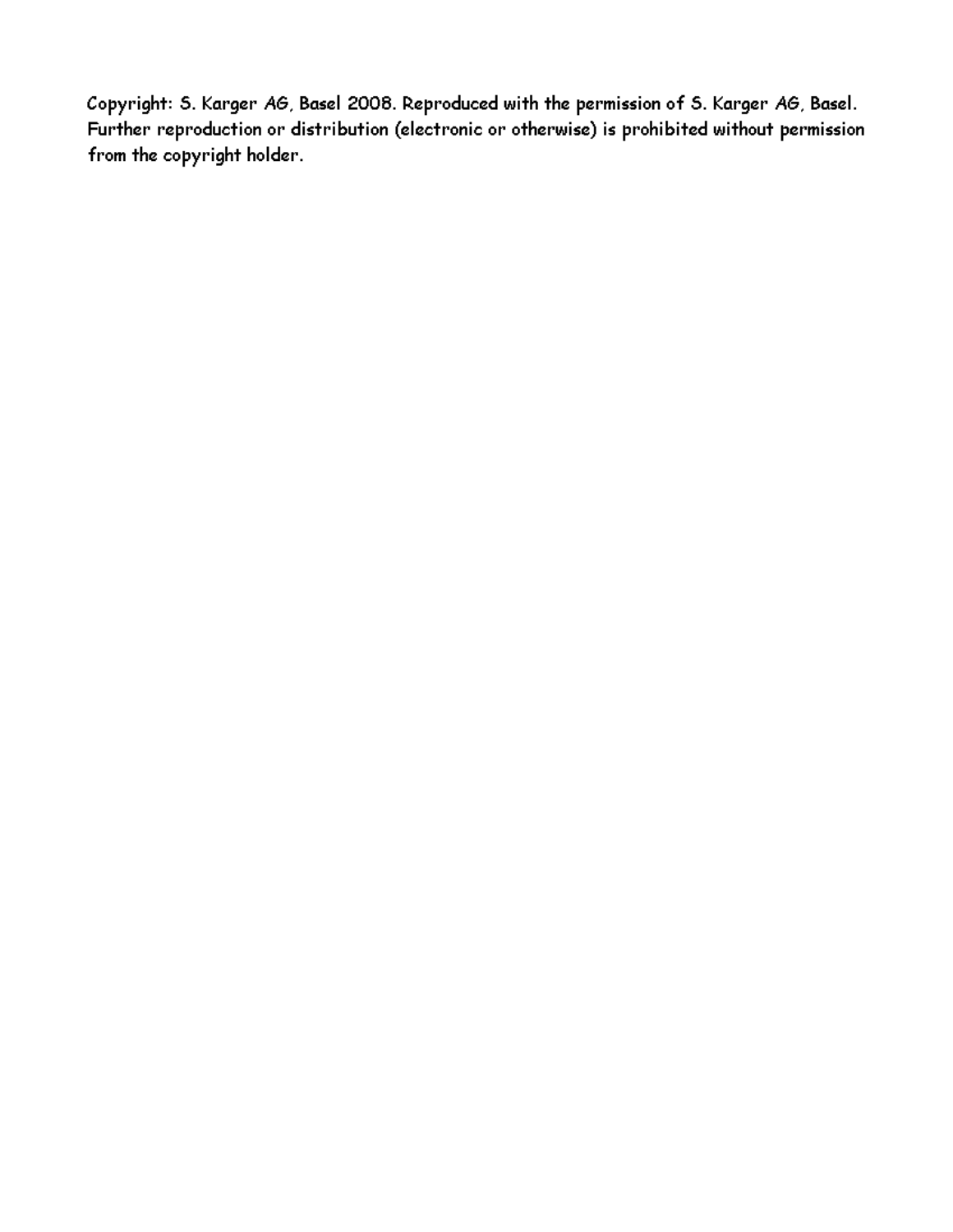Copyright: S. Karger AG, Basel 2008. Reproduced with the permission of S. Karger AG, Basel. Further reproduction or distribution (electronic or otherwise) is prohibited without permission from the copyright holder.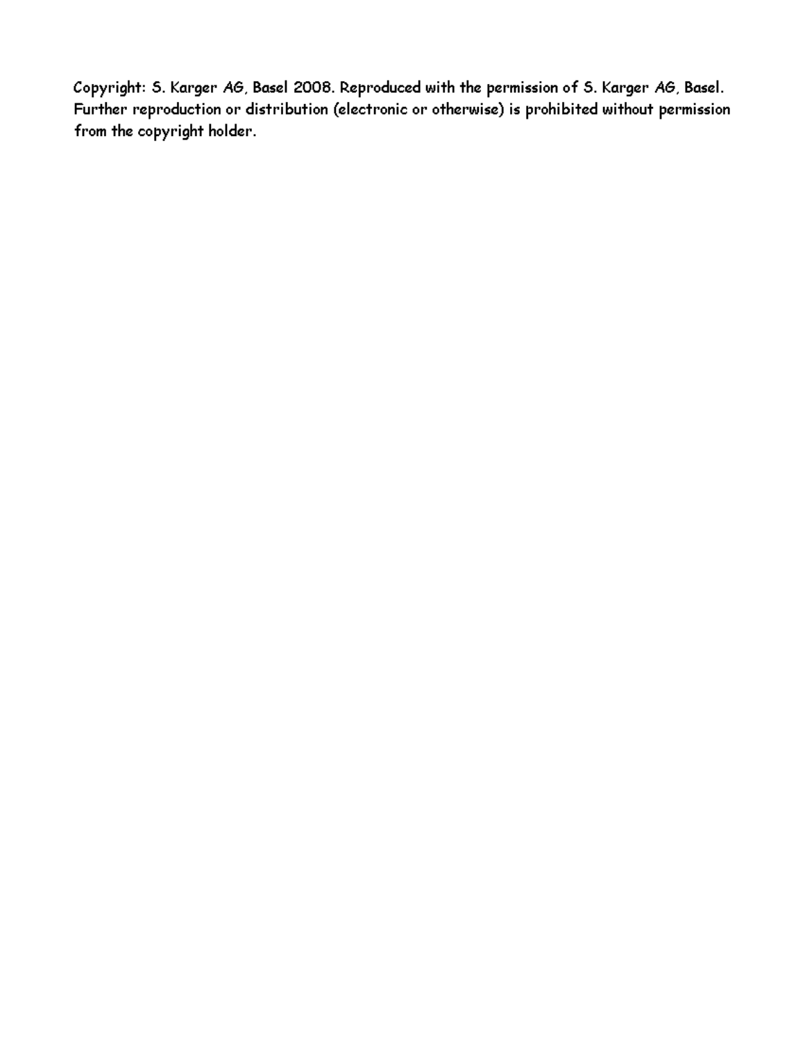Copyright: S. Karger AG, Basel 2008. Reproduced with the permission of S. Karger AG, Basel. Further reproduction or distribution (electronic or otherwise) is prohibited without permission from the copyright holder.